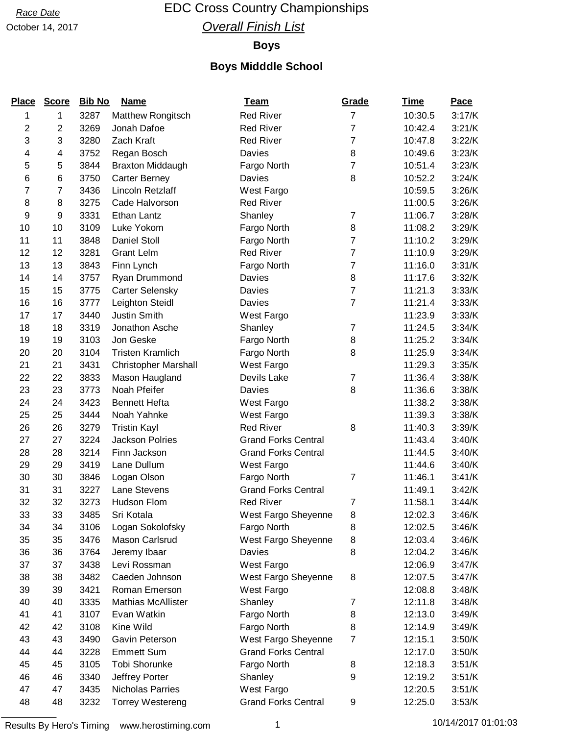*Race Date*

October 14, 2017

# EDC Cross Country Championships

## *Overall Finish List*

### Boys

### Boys Midddle School

| Place | Score | Bib No | Name | Team | Grade | Time | Pace |
|---|---|---|---|---|---|---|---|
| 1 | 1 | 3287 | Matthew Rongitsch | Red River | 7 | 10:30.5 | 3:17/K |
| 2 | 2 | 3269 | Jonah Dafoe | Red River | 7 | 10:42.4 | 3:21/K |
| 3 | 3 | 3280 | Zach Kraft | Red River | 7 | 10:47.8 | 3:22/K |
| 4 | 4 | 3752 | Regan Bosch | Davies | 8 | 10:49.6 | 3:23/K |
| 5 | 5 | 3844 | Braxton Middaugh | Fargo North | 7 | 10:51.4 | 3:23/K |
| 6 | 6 | 3750 | Carter Berney | Davies | 8 | 10:52.2 | 3:24/K |
| 7 | 7 | 3436 | Lincoln Retzlaff | West Fargo | | 10:59.5 | 3:26/K |
| 8 | 8 | 3275 | Cade Halvorson | Red River | | 11:00.5 | 3:26/K |
| 9 | 9 | 3331 | Ethan Lantz | Shanley | 7 | 11:06.7 | 3:28/K |
| 10 | 10 | 3109 | Luke Yokom | Fargo North | 8 | 11:08.2 | 3:29/K |
| 11 | 11 | 3848 | Daniel Stoll | Fargo North | 7 | 11:10.2 | 3:29/K |
| 12 | 12 | 3281 | Grant Lelm | Red River | 7 | 11:10.9 | 3:29/K |
| 13 | 13 | 3843 | Finn Lynch | Fargo North | 7 | 11:16.0 | 3:31/K |
| 14 | 14 | 3757 | Ryan Drummond | Davies | 8 | 11:17.6 | 3:32/K |
| 15 | 15 | 3775 | Carter Selensky | Davies | 7 | 11:21.3 | 3:33/K |
| 16 | 16 | 3777 | Leighton Steidl | Davies | 7 | 11:21.4 | 3:33/K |
| 17 | 17 | 3440 | Justin Smith | West Fargo | | 11:23.9 | 3:33/K |
| 18 | 18 | 3319 | Jonathon Asche | Shanley | 7 | 11:24.5 | 3:34/K |
| 19 | 19 | 3103 | Jon Geske | Fargo North | 8 | 11:25.2 | 3:34/K |
| 20 | 20 | 3104 | Tristen Kramlich | Fargo North | 8 | 11:25.9 | 3:34/K |
| 21 | 21 | 3431 | Christopher Marshall | West Fargo | | 11:29.3 | 3:35/K |
| 22 | 22 | 3833 | Mason Haugland | Devils Lake | 7 | 11:36.4 | 3:38/K |
| 23 | 23 | 3773 | Noah Pfeifer | Davies | 8 | 11:36.6 | 3:38/K |
| 24 | 24 | 3423 | Bennett Hefta | West Fargo | | 11:38.2 | 3:38/K |
| 25 | 25 | 3444 | Noah Yahnke | West Fargo | | 11:39.3 | 3:38/K |
| 26 | 26 | 3279 | Tristin Kayl | Red River | 8 | 11:40.3 | 3:39/K |
| 27 | 27 | 3224 | Jackson Polries | Grand Forks Central | | 11:43.4 | 3:40/K |
| 28 | 28 | 3214 | Finn Jackson | Grand Forks Central | | 11:44.5 | 3:40/K |
| 29 | 29 | 3419 | Lane Dullum | West Fargo | | 11:44.6 | 3:40/K |
| 30 | 30 | 3846 | Logan Olson | Fargo North | 7 | 11:46.1 | 3:41/K |
| 31 | 31 | 3227 | Lane Stevens | Grand Forks Central | | 11:49.1 | 3:42/K |
| 32 | 32 | 3273 | Hudson Flom | Red River | 7 | 11:58.1 | 3:44/K |
| 33 | 33 | 3485 | Sri Kotala | West Fargo Sheyenne | 8 | 12:02.3 | 3:46/K |
| 34 | 34 | 3106 | Logan Sokolofsky | Fargo North | 8 | 12:02.5 | 3:46/K |
| 35 | 35 | 3476 | Mason Carlsrud | West Fargo Sheyenne | 8 | 12:03.4 | 3:46/K |
| 36 | 36 | 3764 | Jeremy Ibaar | Davies | 8 | 12:04.2 | 3:46/K |
| 37 | 37 | 3438 | Levi Rossman | West Fargo | | 12:06.9 | 3:47/K |
| 38 | 38 | 3482 | Caeden Johnson | West Fargo Sheyenne | 8 | 12:07.5 | 3:47/K |
| 39 | 39 | 3421 | Roman Emerson | West Fargo | | 12:08.8 | 3:48/K |
| 40 | 40 | 3335 | Mathias McAllister | Shanley | 7 | 12:11.8 | 3:48/K |
| 41 | 41 | 3107 | Evan Watkin | Fargo North | 8 | 12:13.0 | 3:49/K |
| 42 | 42 | 3108 | Kine Wild | Fargo North | 8 | 12:14.9 | 3:49/K |
| 43 | 43 | 3490 | Gavin Peterson | West Fargo Sheyenne | 7 | 12:15.1 | 3:50/K |
| 44 | 44 | 3228 | Emmett Sum | Grand Forks Central | | 12:17.0 | 3:50/K |
| 45 | 45 | 3105 | Tobi Shorunke | Fargo North | 8 | 12:18.3 | 3:51/K |
| 46 | 46 | 3340 | Jeffrey Porter | Shanley | 9 | 12:19.2 | 3:51/K |
| 47 | 47 | 3435 | Nicholas Parries | West Fargo | | 12:20.5 | 3:51/K |
| 48 | 48 | 3232 | Torrey Westereng | Grand Forks Central | 9 | 12:25.0 | 3:53/K |

Results By Hero's Timing www.herostiming.com 10/14/2017 01:01:03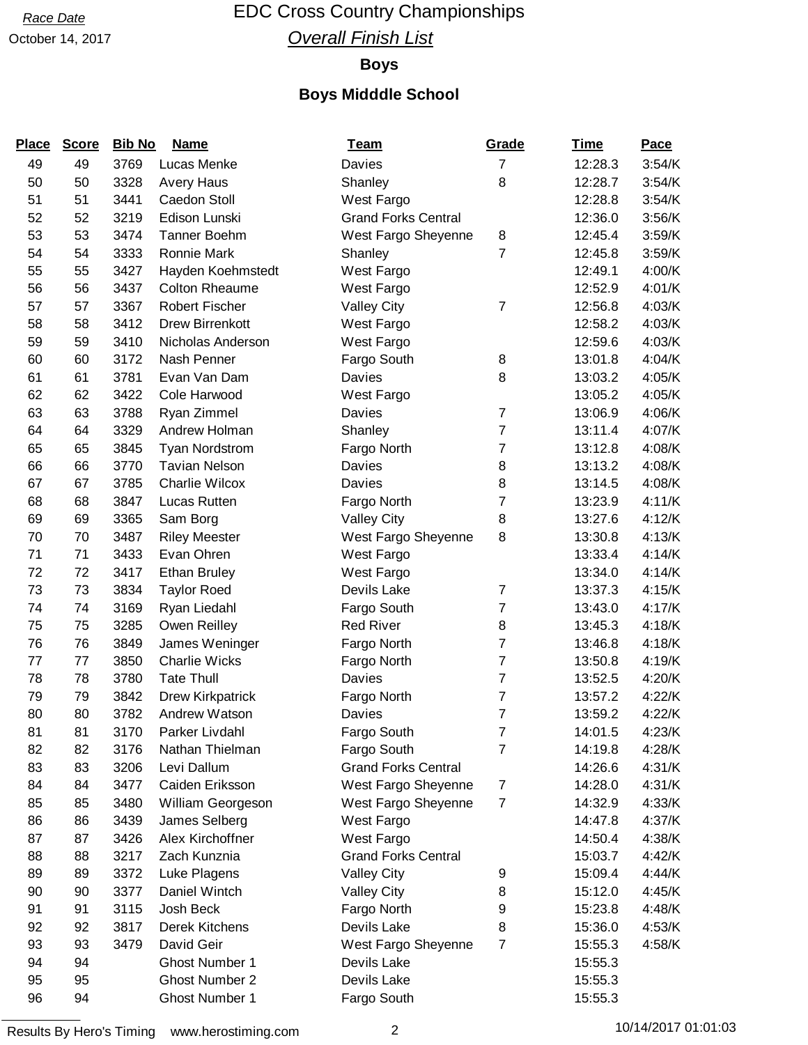*Race Date*

October 14, 2017

# EDC Cross Country Championships

## *Overall Finish List*

### Boys

### Boys Midddle School

| Place | Score | Bib No | Name | Team | Grade | Time | Pace |
|---|---|---|---|---|---|---|---|
| 49 | 49 | 3769 | Lucas Menke | Davies | 7 | 12:28.3 | 3:54/K |
| 50 | 50 | 3328 | Avery Haus | Shanley | 8 | 12:28.7 | 3:54/K |
| 51 | 51 | 3441 | Caedon Stoll | West Fargo | | 12:28.8 | 3:54/K |
| 52 | 52 | 3219 | Edison Lunski | Grand Forks Central | | 12:36.0 | 3:56/K |
| 53 | 53 | 3474 | Tanner Boehm | West Fargo Sheyenne | 8 | 12:45.4 | 3:59/K |
| 54 | 54 | 3333 | Ronnie Mark | Shanley | 7 | 12:45.8 | 3:59/K |
| 55 | 55 | 3427 | Hayden Koehmstedt | West Fargo | | 12:49.1 | 4:00/K |
| 56 | 56 | 3437 | Colton Rheaume | West Fargo | | 12:52.9 | 4:01/K |
| 57 | 57 | 3367 | Robert Fischer | Valley City | 7 | 12:56.8 | 4:03/K |
| 58 | 58 | 3412 | Drew Birrenkott | West Fargo | | 12:58.2 | 4:03/K |
| 59 | 59 | 3410 | Nicholas Anderson | West Fargo | | 12:59.6 | 4:03/K |
| 60 | 60 | 3172 | Nash Penner | Fargo South | 8 | 13:01.8 | 4:04/K |
| 61 | 61 | 3781 | Evan Van Dam | Davies | 8 | 13:03.2 | 4:05/K |
| 62 | 62 | 3422 | Cole Harwood | West Fargo | | 13:05.2 | 4:05/K |
| 63 | 63 | 3788 | Ryan Zimmel | Davies | 7 | 13:06.9 | 4:06/K |
| 64 | 64 | 3329 | Andrew Holman | Shanley | 7 | 13:11.4 | 4:07/K |
| 65 | 65 | 3845 | Tyan Nordstrom | Fargo North | 7 | 13:12.8 | 4:08/K |
| 66 | 66 | 3770 | Tavian Nelson | Davies | 8 | 13:13.2 | 4:08/K |
| 67 | 67 | 3785 | Charlie Wilcox | Davies | 8 | 13:14.5 | 4:08/K |
| 68 | 68 | 3847 | Lucas Rutten | Fargo North | 7 | 13:23.9 | 4:11/K |
| 69 | 69 | 3365 | Sam Borg | Valley City | 8 | 13:27.6 | 4:12/K |
| 70 | 70 | 3487 | Riley Meester | West Fargo Sheyenne | 8 | 13:30.8 | 4:13/K |
| 71 | 71 | 3433 | Evan Ohren | West Fargo | | 13:33.4 | 4:14/K |
| 72 | 72 | 3417 | Ethan Bruley | West Fargo | | 13:34.0 | 4:14/K |
| 73 | 73 | 3834 | Taylor Roed | Devils Lake | 7 | 13:37.3 | 4:15/K |
| 74 | 74 | 3169 | Ryan Liedahl | Fargo South | 7 | 13:43.0 | 4:17/K |
| 75 | 75 | 3285 | Owen Reilley | Red River | 8 | 13:45.3 | 4:18/K |
| 76 | 76 | 3849 | James Weninger | Fargo North | 7 | 13:46.8 | 4:18/K |
| 77 | 77 | 3850 | Charlie Wicks | Fargo North | 7 | 13:50.8 | 4:19/K |
| 78 | 78 | 3780 | Tate Thull | Davies | 7 | 13:52.5 | 4:20/K |
| 79 | 79 | 3842 | Drew Kirkpatrick | Fargo North | 7 | 13:57.2 | 4:22/K |
| 80 | 80 | 3782 | Andrew Watson | Davies | 7 | 13:59.2 | 4:22/K |
| 81 | 81 | 3170 | Parker Livdahl | Fargo South | 7 | 14:01.5 | 4:23/K |
| 82 | 82 | 3176 | Nathan Thielman | Fargo South | 7 | 14:19.8 | 4:28/K |
| 83 | 83 | 3206 | Levi Dallum | Grand Forks Central | | 14:26.6 | 4:31/K |
| 84 | 84 | 3477 | Caiden Eriksson | West Fargo Sheyenne | 7 | 14:28.0 | 4:31/K |
| 85 | 85 | 3480 | William Georgeson | West Fargo Sheyenne | 7 | 14:32.9 | 4:33/K |
| 86 | 86 | 3439 | James Selberg | West Fargo | | 14:47.8 | 4:37/K |
| 87 | 87 | 3426 | Alex Kirchoffner | West Fargo | | 14:50.4 | 4:38/K |
| 88 | 88 | 3217 | Zach Kunznia | Grand Forks Central | | 15:03.7 | 4:42/K |
| 89 | 89 | 3372 | Luke Plagens | Valley City | 9 | 15:09.4 | 4:44/K |
| 90 | 90 | 3377 | Daniel Wintch | Valley City | 8 | 15:12.0 | 4:45/K |
| 91 | 91 | 3115 | Josh Beck | Fargo North | 9 | 15:23.8 | 4:48/K |
| 92 | 92 | 3817 | Derek Kitchens | Devils Lake | 8 | 15:36.0 | 4:53/K |
| 93 | 93 | 3479 | David Geir | West Fargo Sheyenne | 7 | 15:55.3 | 4:58/K |
| 94 | 94 | | Ghost Number 1 | Devils Lake | | 15:55.3 | |
| 95 | 95 | | Ghost Number 2 | Devils Lake | | 15:55.3 | |
| 96 | 94 | | Ghost Number 1 | Fargo South | | 15:55.3 | |

Results By Hero's Timing www.herostiming.com

10/14/2017 01:01:03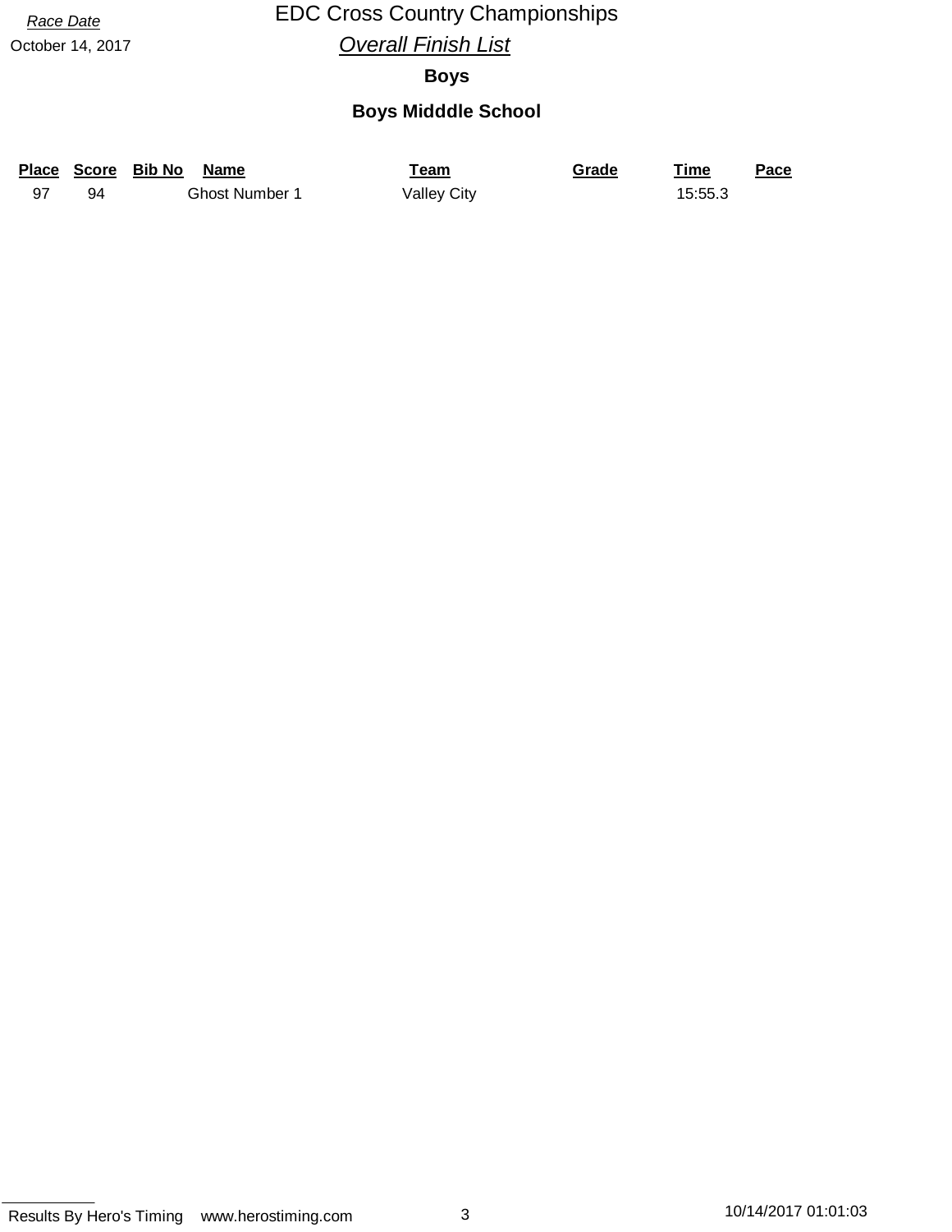*Race Date*

October 14, 2017

# EDC Cross Country Championships

## *Overall Finish List*

### Boys

### Boys Midddle School

| Place | Score | Bib No | Name | Team | Grade | Time | Pace |
|---|---|---|---|---|---|---|---|
| 97 | 94 | | Ghost Number 1 | Valley City | | 15:55.3 | |

Results By Hero's Timing www.herostiming.com 10/14/2017 01:01:03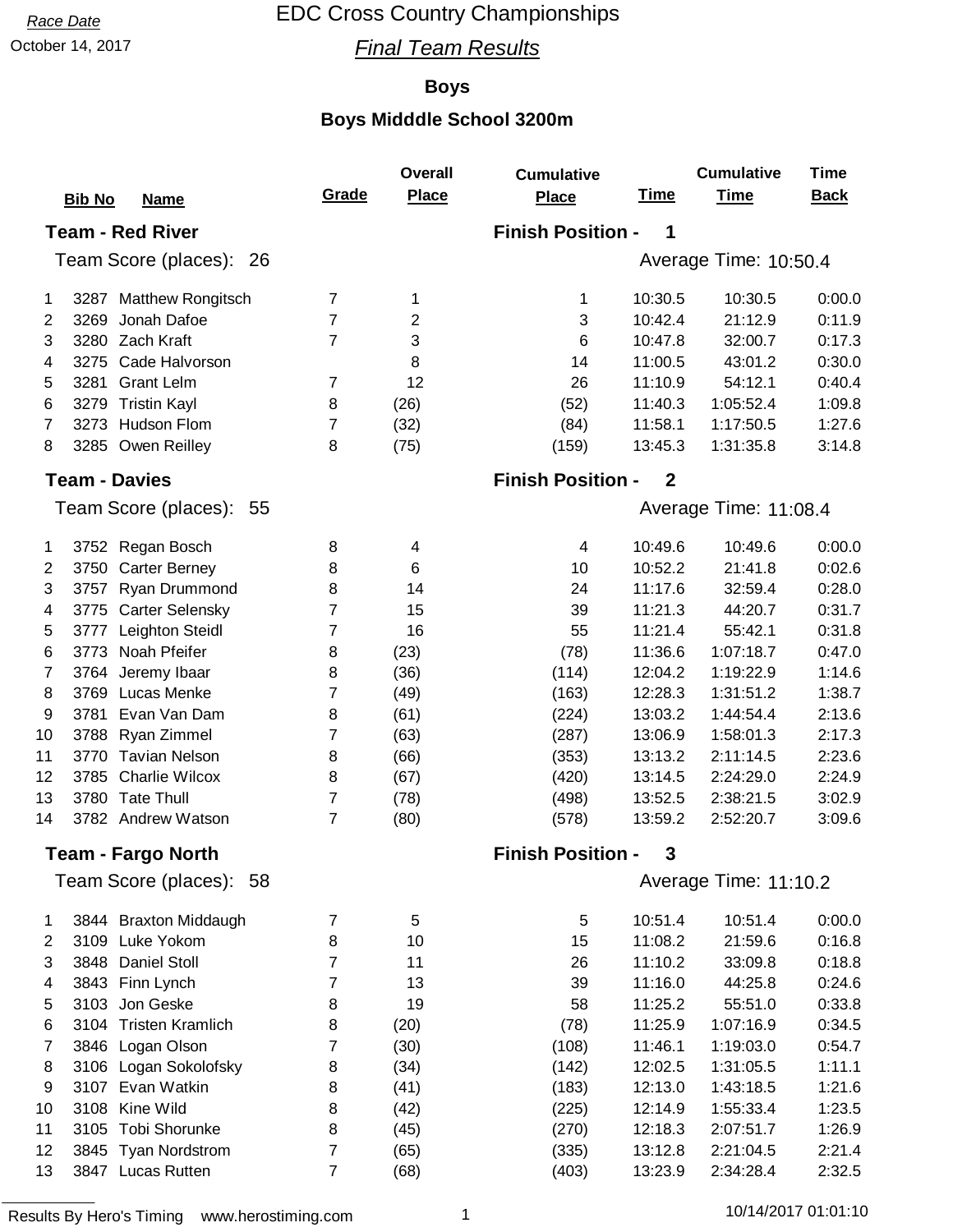*Race Date*
October 14, 2017

# EDC Cross Country Championships

## *Final Team Results*

### Boys

### Boys Midddle School 3200m

#### Team - Red River

**Finish Position - 1**

Team Score (places): 26 — Average Time: 10:50.4

| | Bib No | Name | Grade | Overall Place | Cumulative Place | Time | Cumulative Time | Time Back |
|---|---|---|---|---|---|---|---|---|
| 1 | 3287 | Matthew Rongitsch | 7 | 1 | 1 | 10:30.5 | 10:30.5 | 0:00.0 |
| 2 | 3269 | Jonah Dafoe | 7 | 2 | 3 | 10:42.4 | 21:12.9 | 0:11.9 |
| 3 | 3280 | Zach Kraft | 7 | 3 | 6 | 10:47.8 | 32:00.7 | 0:17.3 |
| 4 | 3275 | Cade Halvorson | | 8 | 14 | 11:00.5 | 43:01.2 | 0:30.0 |
| 5 | 3281 | Grant Lelm | 7 | 12 | 26 | 11:10.9 | 54:12.1 | 0:40.4 |
| 6 | 3279 | Tristin Kayl | 8 | (26) | (52) | 11:40.3 | 1:05:52.4 | 1:09.8 |
| 7 | 3273 | Hudson Flom | 7 | (32) | (84) | 11:58.1 | 1:17:50.5 | 1:27.6 |
| 8 | 3285 | Owen Reilley | 8 | (75) | (159) | 13:45.3 | 1:31:35.8 | 3:14.8 |

#### Team - Davies

**Finish Position - 2**

Team Score (places): 55 — Average Time: 11:08.4

| | Bib No | Name | Grade | Overall Place | Cumulative Place | Time | Cumulative Time | Time Back |
|---|---|---|---|---|---|---|---|---|
| 1 | 3752 | Regan Bosch | 8 | 4 | 4 | 10:49.6 | 10:49.6 | 0:00.0 |
| 2 | 3750 | Carter Berney | 8 | 6 | 10 | 10:52.2 | 21:41.8 | 0:02.6 |
| 3 | 3757 | Ryan Drummond | 8 | 14 | 24 | 11:17.6 | 32:59.4 | 0:28.0 |
| 4 | 3775 | Carter Selensky | 7 | 15 | 39 | 11:21.3 | 44:20.7 | 0:31.7 |
| 5 | 3777 | Leighton Steidl | 7 | 16 | 55 | 11:21.4 | 55:42.1 | 0:31.8 |
| 6 | 3773 | Noah Pfeifer | 8 | (23) | (78) | 11:36.6 | 1:07:18.7 | 0:47.0 |
| 7 | 3764 | Jeremy Ibaar | 8 | (36) | (114) | 12:04.2 | 1:19:22.9 | 1:14.6 |
| 8 | 3769 | Lucas Menke | 7 | (49) | (163) | 12:28.3 | 1:31:51.2 | 1:38.7 |
| 9 | 3781 | Evan Van Dam | 8 | (61) | (224) | 13:03.2 | 1:44:54.4 | 2:13.6 |
| 10 | 3788 | Ryan Zimmel | 7 | (63) | (287) | 13:06.9 | 1:58:01.3 | 2:17.3 |
| 11 | 3770 | Tavian Nelson | 8 | (66) | (353) | 13:13.2 | 2:11:14.5 | 2:23.6 |
| 12 | 3785 | Charlie Wilcox | 8 | (67) | (420) | 13:14.5 | 2:24:29.0 | 2:24.9 |
| 13 | 3780 | Tate Thull | 7 | (78) | (498) | 13:52.5 | 2:38:21.5 | 3:02.9 |
| 14 | 3782 | Andrew Watson | 7 | (80) | (578) | 13:59.2 | 2:52:20.7 | 3:09.6 |

#### Team - Fargo North

**Finish Position - 3**

Team Score (places): 58 — Average Time: 11:10.2

| | Bib No | Name | Grade | Overall Place | Cumulative Place | Time | Cumulative Time | Time Back |
|---|---|---|---|---|---|---|---|---|
| 1 | 3844 | Braxton Middaugh | 7 | 5 | 5 | 10:51.4 | 10:51.4 | 0:00.0 |
| 2 | 3109 | Luke Yokom | 8 | 10 | 15 | 11:08.2 | 21:59.6 | 0:16.8 |
| 3 | 3848 | Daniel Stoll | 7 | 11 | 26 | 11:10.2 | 33:09.8 | 0:18.8 |
| 4 | 3843 | Finn Lynch | 7 | 13 | 39 | 11:16.0 | 44:25.8 | 0:24.6 |
| 5 | 3103 | Jon Geske | 8 | 19 | 58 | 11:25.2 | 55:51.0 | 0:33.8 |
| 6 | 3104 | Tristen Kramlich | 8 | (20) | (78) | 11:25.9 | 1:07:16.9 | 0:34.5 |
| 7 | 3846 | Logan Olson | 7 | (30) | (108) | 11:46.1 | 1:19:03.0 | 0:54.7 |
| 8 | 3106 | Logan Sokolofsky | 8 | (34) | (142) | 12:02.5 | 1:31:05.5 | 1:11.1 |
| 9 | 3107 | Evan Watkin | 8 | (41) | (183) | 12:13.0 | 1:43:18.5 | 1:21.6 |
| 10 | 3108 | Kine Wild | 8 | (42) | (225) | 12:14.9 | 1:55:33.4 | 1:23.5 |
| 11 | 3105 | Tobi Shorunke | 8 | (45) | (270) | 12:18.3 | 2:07:51.7 | 1:26.9 |
| 12 | 3845 | Tyan Nordstrom | 7 | (65) | (335) | 13:12.8 | 2:21:04.5 | 2:21.4 |
| 13 | 3847 | Lucas Rutten | 7 | (68) | (403) | 13:23.9 | 2:34:28.4 | 2:32.5 |

Results By Hero's Timing www.herostiming.com — 10/14/2017 01:01:10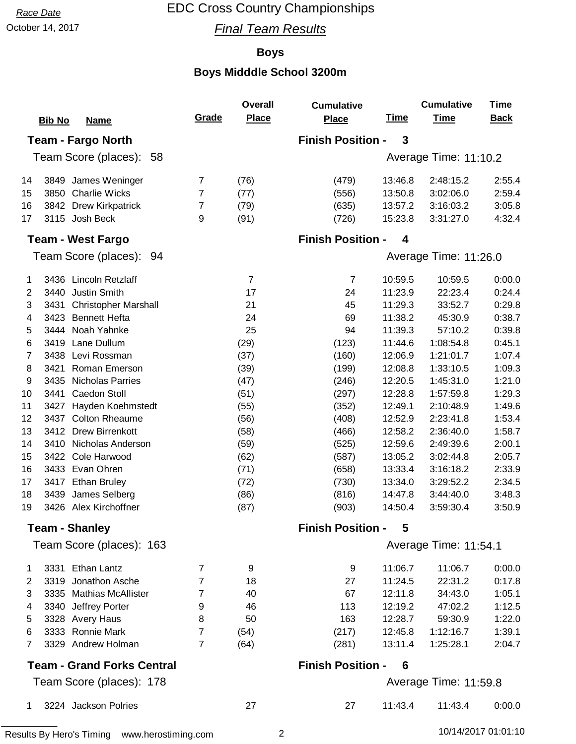Race Date
October 14, 2017

# EDC Cross Country Championships

## *Final Team Results*

### Boys

### Boys Midddle School 3200m

| | Bib No | Name | Grade | Overall Place | Cumulative Place | Time | Cumulative Time | Time Back |
|---|---|---|---|---|---|---|---|---|
| **Team - Fargo North** | | | | | **Finish Position - 3** | | | |
| Team Score (places): 58 | | | | | Average Time: 11:10.2 | | | |
| 14 | 3849 | James Weninger | 7 | (76) | (479) | 13:46.8 | 2:48:15.2 | 2:55.4 |
| 15 | 3850 | Charlie Wicks | 7 | (77) | (556) | 13:50.8 | 3:02:06.0 | 2:59.4 |
| 16 | 3842 | Drew Kirkpatrick | 7 | (79) | (635) | 13:57.2 | 3:16:03.2 | 3:05.8 |
| 17 | 3115 | Josh Beck | 9 | (91) | (726) | 15:23.8 | 3:31:27.0 | 4:32.4 |
| **Team - West Fargo** | | | | | **Finish Position - 4** | | | |
| Team Score (places): 94 | | | | | Average Time: 11:26.0 | | | |
| 1 | 3436 | Lincoln Retzlaff | | 7 | 7 | 10:59.5 | 10:59.5 | 0:00.0 |
| 2 | 3440 | Justin Smith | | 17 | 24 | 11:23.9 | 22:23.4 | 0:24.4 |
| 3 | 3431 | Christopher Marshall | | 21 | 45 | 11:29.3 | 33:52.7 | 0:29.8 |
| 4 | 3423 | Bennett Hefta | | 24 | 69 | 11:38.2 | 45:30.9 | 0:38.7 |
| 5 | 3444 | Noah Yahnke | | 25 | 94 | 11:39.3 | 57:10.2 | 0:39.8 |
| 6 | 3419 | Lane Dullum | | (29) | (123) | 11:44.6 | 1:08:54.8 | 0:45.1 |
| 7 | 3438 | Levi Rossman | | (37) | (160) | 12:06.9 | 1:21:01.7 | 1:07.4 |
| 8 | 3421 | Roman Emerson | | (39) | (199) | 12:08.8 | 1:33:10.5 | 1:09.3 |
| 9 | 3435 | Nicholas Parries | | (47) | (246) | 12:20.5 | 1:45:31.0 | 1:21.0 |
| 10 | 3441 | Caedon Stoll | | (51) | (297) | 12:28.8 | 1:57:59.8 | 1:29.3 |
| 11 | 3427 | Hayden Koehmstedt | | (55) | (352) | 12:49.1 | 2:10:48.9 | 1:49.6 |
| 12 | 3437 | Colton Rheaume | | (56) | (408) | 12:52.9 | 2:23:41.8 | 1:53.4 |
| 13 | 3412 | Drew Birrenkott | | (58) | (466) | 12:58.2 | 2:36:40.0 | 1:58.7 |
| 14 | 3410 | Nicholas Anderson | | (59) | (525) | 12:59.6 | 2:49:39.6 | 2:00.1 |
| 15 | 3422 | Cole Harwood | | (62) | (587) | 13:05.2 | 3:02:44.8 | 2:05.7 |
| 16 | 3433 | Evan Ohren | | (71) | (658) | 13:33.4 | 3:16:18.2 | 2:33.9 |
| 17 | 3417 | Ethan Bruley | | (72) | (730) | 13:34.0 | 3:29:52.2 | 2:34.5 |
| 18 | 3439 | James Selberg | | (86) | (816) | 14:47.8 | 3:44:40.0 | 3:48.3 |
| 19 | 3426 | Alex Kirchoffner | | (87) | (903) | 14:50.4 | 3:59:30.4 | 3:50.9 |
| **Team - Shanley** | | | | | **Finish Position - 5** | | | |
| Team Score (places): 163 | | | | | Average Time: 11:54.1 | | | |
| 1 | 3331 | Ethan Lantz | 7 | 9 | 9 | 11:06.7 | 11:06.7 | 0:00.0 |
| 2 | 3319 | Jonathon Asche | 7 | 18 | 27 | 11:24.5 | 22:31.2 | 0:17.8 |
| 3 | 3335 | Mathias McAllister | 7 | 40 | 67 | 12:11.8 | 34:43.0 | 1:05.1 |
| 4 | 3340 | Jeffrey Porter | 9 | 46 | 113 | 12:19.2 | 47:02.2 | 1:12.5 |
| 5 | 3328 | Avery Haus | 8 | 50 | 163 | 12:28.7 | 59:30.9 | 1:22.0 |
| 6 | 3333 | Ronnie Mark | 7 | (54) | (217) | 12:45.8 | 1:12:16.7 | 1:39.1 |
| 7 | 3329 | Andrew Holman | 7 | (64) | (281) | 13:11.4 | 1:25:28.1 | 2:04.7 |
| **Team - Grand Forks Central** | | | | | **Finish Position - 6** | | | |
| Team Score (places): 178 | | | | | Average Time: 11:59.8 | | | |
| 1 | 3224 | Jackson Polries | | 27 | 27 | 11:43.4 | 11:43.4 | 0:00.0 |

Results By Hero's Timing www.herostiming.com

10/14/2017 01:01:10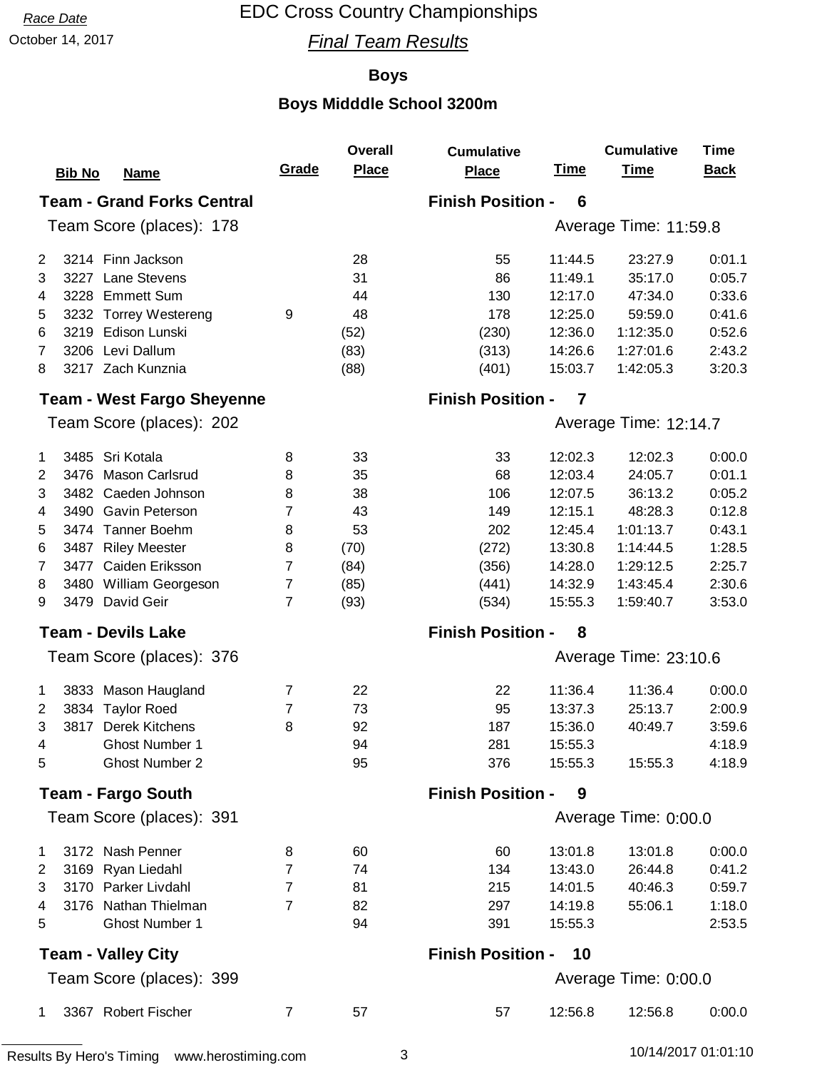Race Date

October 14, 2017

# EDC Cross Country Championships

## *Final Team Results*

### Boys

### Boys Midddle School 3200m

| | Bib No | Name | Grade | Overall Place | Cumulative Place | Time | Cumulative Time | Time Back |
|---|---|---|---|---|---|---|---|---|
| **Team - Grand Forks Central** | | | | | **Finish Position - 6** | | | |
| Team Score (places): 178 | | | | | Average Time: 11:59.8 | | | |
| 2 | 3214 | Finn Jackson | | 28 | 55 | 11:44.5 | 23:27.9 | 0:01.1 |
| 3 | 3227 | Lane Stevens | | 31 | 86 | 11:49.1 | 35:17.0 | 0:05.7 |
| 4 | 3228 | Emmett Sum | | 44 | 130 | 12:17.0 | 47:34.0 | 0:33.6 |
| 5 | 3232 | Torrey Westereng | 9 | 48 | 178 | 12:25.0 | 59:59.0 | 0:41.6 |
| 6 | 3219 | Edison Lunski | | (52) | (230) | 12:36.0 | 1:12:35.0 | 0:52.6 |
| 7 | 3206 | Levi Dallum | | (83) | (313) | 14:26.6 | 1:27:01.6 | 2:43.2 |
| 8 | 3217 | Zach Kunznia | | (88) | (401) | 15:03.7 | 1:42:05.3 | 3:20.3 |
| **Team - West Fargo Sheyenne** | | | | | **Finish Position - 7** | | | |
| Team Score (places): 202 | | | | | Average Time: 12:14.7 | | | |
| 1 | 3485 | Sri Kotala | 8 | 33 | 33 | 12:02.3 | 12:02.3 | 0:00.0 |
| 2 | 3476 | Mason Carlsrud | 8 | 35 | 68 | 12:03.4 | 24:05.7 | 0:01.1 |
| 3 | 3482 | Caeden Johnson | 8 | 38 | 106 | 12:07.5 | 36:13.2 | 0:05.2 |
| 4 | 3490 | Gavin Peterson | 7 | 43 | 149 | 12:15.1 | 48:28.3 | 0:12.8 |
| 5 | 3474 | Tanner Boehm | 8 | 53 | 202 | 12:45.4 | 1:01:13.7 | 0:43.1 |
| 6 | 3487 | Riley Meester | 8 | (70) | (272) | 13:30.8 | 1:14:44.5 | 1:28.5 |
| 7 | 3477 | Caiden Eriksson | 7 | (84) | (356) | 14:28.0 | 1:29:12.5 | 2:25.7 |
| 8 | 3480 | William Georgeson | 7 | (85) | (441) | 14:32.9 | 1:43:45.4 | 2:30.6 |
| 9 | 3479 | David Geir | 7 | (93) | (534) | 15:55.3 | 1:59:40.7 | 3:53.0 |
| **Team - Devils Lake** | | | | | **Finish Position - 8** | | | |
| Team Score (places): 376 | | | | | Average Time: 23:10.6 | | | |
| 1 | 3833 | Mason Haugland | 7 | 22 | 22 | 11:36.4 | 11:36.4 | 0:00.0 |
| 2 | 3834 | Taylor Roed | 7 | 73 | 95 | 13:37.3 | 25:13.7 | 2:00.9 |
| 3 | 3817 | Derek Kitchens | 8 | 92 | 187 | 15:36.0 | 40:49.7 | 3:59.6 |
| 4 | | Ghost Number 1 | | 94 | 281 | 15:55.3 | | 4:18.9 |
| 5 | | Ghost Number 2 | | 95 | 376 | 15:55.3 | 15:55.3 | 4:18.9 |
| **Team - Fargo South** | | | | | **Finish Position - 9** | | | |
| Team Score (places): 391 | | | | | Average Time: 0:00.0 | | | |
| 1 | 3172 | Nash Penner | 8 | 60 | 60 | 13:01.8 | 13:01.8 | 0:00.0 |
| 2 | 3169 | Ryan Liedahl | 7 | 74 | 134 | 13:43.0 | 26:44.8 | 0:41.2 |
| 3 | 3170 | Parker Livdahl | 7 | 81 | 215 | 14:01.5 | 40:46.3 | 0:59.7 |
| 4 | 3176 | Nathan Thielman | 7 | 82 | 297 | 14:19.8 | 55:06.1 | 1:18.0 |
| 5 | | Ghost Number 1 | | 94 | 391 | 15:55.3 | | 2:53.5 |
| **Team - Valley City** | | | | | **Finish Position - 10** | | | |
| Team Score (places): 399 | | | | | Average Time: 0:00.0 | | | |
| 1 | 3367 | Robert Fischer | 7 | 57 | 57 | 12:56.8 | 12:56.8 | 0:00.0 |

Results By Hero's Timing www.herostiming.com 10/14/2017 01:01:10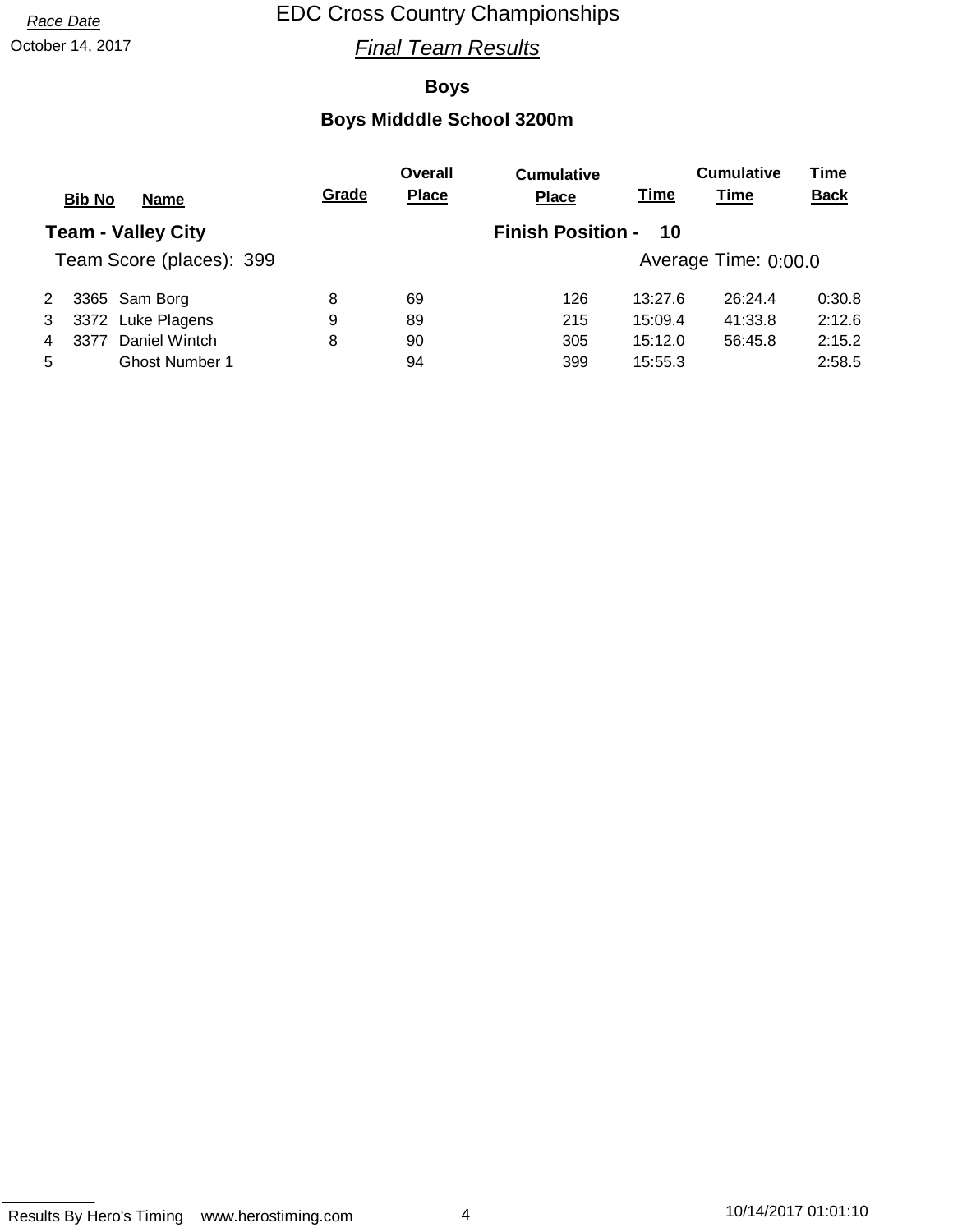*Race Date*

October 14, 2017

# EDC Cross Country Championships

## *Final Team Results*

### Boys

### Boys Midddle School 3200m

**Team - Valley City** — **Finish Position - 10**

Team Score (places): 399 — Average Time: 0:00.0

| | Bib No | Name | Grade | Overall Place | Cumulative Place | Time | Cumulative Time | Time Back |
|---|---|---|---|---|---|---|---|---|
| 2 | 3365 | Sam Borg | 8 | 69 | 126 | 13:27.6 | 26:24.4 | 0:30.8 |
| 3 | 3372 | Luke Plagens | 9 | 89 | 215 | 15:09.4 | 41:33.8 | 2:12.6 |
| 4 | 3377 | Daniel Wintch | 8 | 90 | 305 | 15:12.0 | 56:45.8 | 2:15.2 |
| 5 | | Ghost Number 1 | | 94 | 399 | 15:55.3 | | 2:58.5 |

Results By Hero's Timing www.herostiming.com 10/14/2017 01:01:10